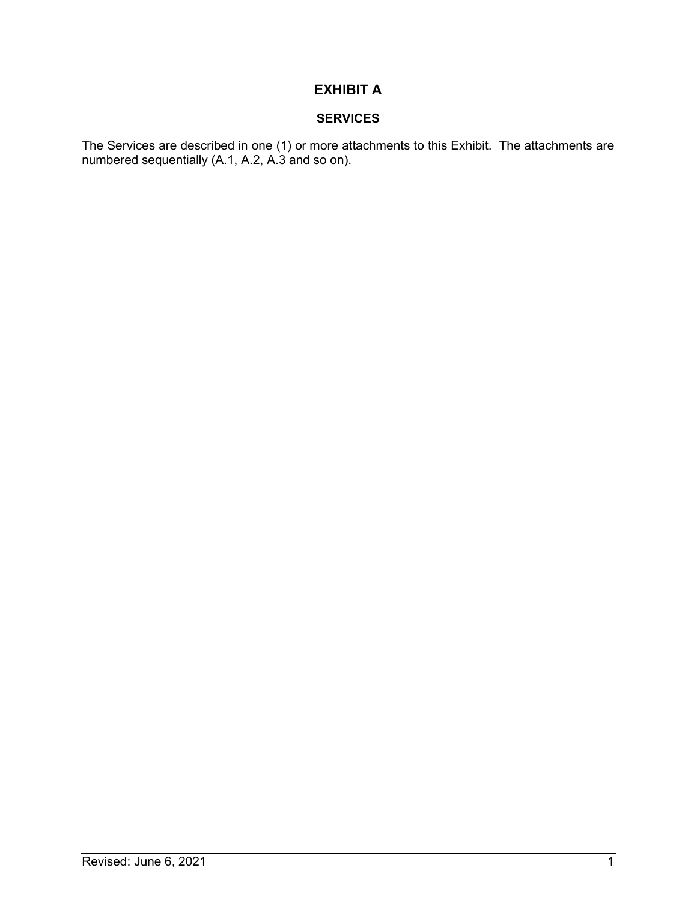# EXHIBIT A

## SERVICES

The Services are described in one (1) or more attachments to this Exhibit. The attachments are numbered sequentially (A.1, A.2, A.3 and so on).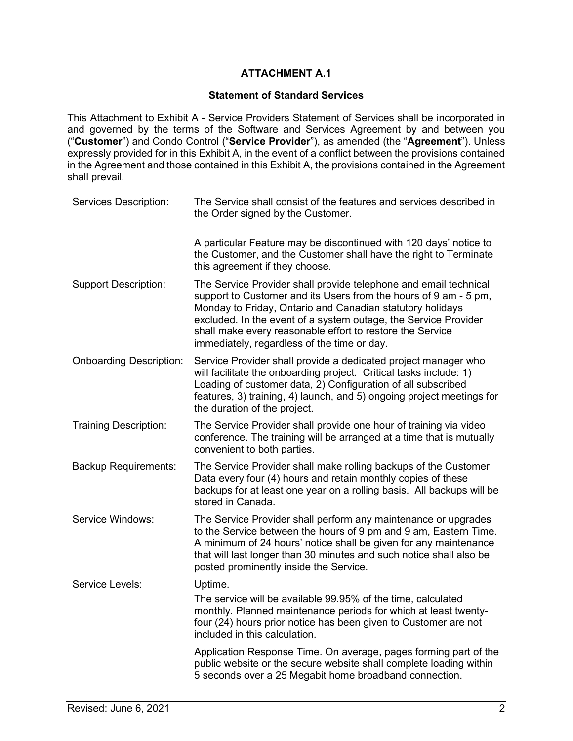# ATTACHMENT A.1

## Statement of Standard Services

This Attachment to Exhibit A - Service Providers Statement of Services shall be incorporated in and governed by the terms of the Software and Services Agreement by and between you ("**Customer**") and Condo Control ("**Service Provider**"), as amended (the "**Agreement**"). Unless expressly provided for in this Exhibit A, in the event of a conflict between the provisions contained in the Agreement and those contained in this Exhibit A, the provisions contained in the Agreement shall prevail.

| | |
|---|---|
| Services Description: | The Service shall consist of the features and services described in the Order signed by the Customer.<br><br>A particular Feature may be discontinued with 120 days' notice to the Customer, and the Customer shall have the right to Terminate this agreement if they choose. |
| Support Description: | The Service Provider shall provide telephone and email technical support to Customer and its Users from the hours of 9 am - 5 pm, Monday to Friday, Ontario and Canadian statutory holidays excluded. In the event of a system outage, the Service Provider shall make every reasonable effort to restore the Service immediately, regardless of the time or day. |
| Onboarding Description: | Service Provider shall provide a dedicated project manager who will facilitate the onboarding project. Critical tasks include: 1) Loading of customer data, 2) Configuration of all subscribed features, 3) training, 4) launch, and 5) ongoing project meetings for the duration of the project. |
| Training Description: | The Service Provider shall provide one hour of training via video conference. The training will be arranged at a time that is mutually convenient to both parties. |
| Backup Requirements: | The Service Provider shall make rolling backups of the Customer Data every four (4) hours and retain monthly copies of these backups for at least one year on a rolling basis. All backups will be stored in Canada. |
| Service Windows: | The Service Provider shall perform any maintenance or upgrades to the Service between the hours of 9 pm and 9 am, Eastern Time. A minimum of 24 hours' notice shall be given for any maintenance that will last longer than 30 minutes and such notice shall also be posted prominently inside the Service. |
| Service Levels: | Uptime.<br>The service will be available 99.95% of the time, calculated monthly. Planned maintenance periods for which at least twenty-four (24) hours prior notice has been given to Customer are not included in this calculation.<br><br>Application Response Time. On average, pages forming part of the public website or the secure website shall complete loading within 5 seconds over a 25 Megabit home broadband connection. |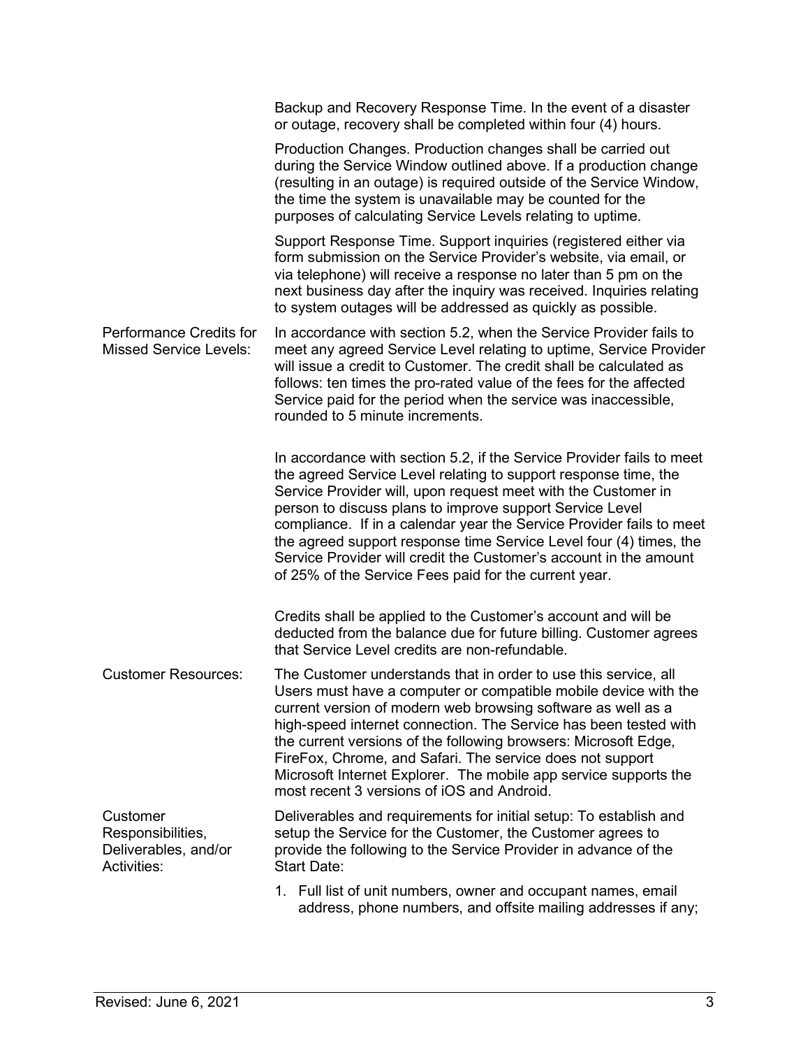| | |
|---|---|
| | Backup and Recovery Response Time. In the event of a disaster or outage, recovery shall be completed within four (4) hours.<br><br>Production Changes. Production changes shall be carried out during the Service Window outlined above. If a production change (resulting in an outage) is required outside of the Service Window, the time the system is unavailable may be counted for the purposes of calculating Service Levels relating to uptime.<br><br>Support Response Time. Support inquiries (registered either via form submission on the Service Provider's website, via email, or via telephone) will receive a response no later than 5 pm on the next business day after the inquiry was received. Inquiries relating to system outages will be addressed as quickly as possible. |
| Performance Credits for Missed Service Levels: | In accordance with section 5.2, when the Service Provider fails to meet any agreed Service Level relating to uptime, Service Provider will issue a credit to Customer. The credit shall be calculated as follows: ten times the pro-rated value of the fees for the affected Service paid for the period when the service was inaccessible, rounded to 5 minute increments.<br><br>In accordance with section 5.2, if the Service Provider fails to meet the agreed Service Level relating to support response time, the Service Provider will, upon request meet with the Customer in person to discuss plans to improve support Service Level compliance. If in a calendar year the Service Provider fails to meet the agreed support response time Service Level four (4) times, the Service Provider will credit the Customer's account in the amount of 25% of the Service Fees paid for the current year.<br><br>Credits shall be applied to the Customer's account and will be deducted from the balance due for future billing. Customer agrees that Service Level credits are non-refundable. |
| Customer Resources: | The Customer understands that in order to use this service, all Users must have a computer or compatible mobile device with the current version of modern web browsing software as well as a high-speed internet connection. The Service has been tested with the current versions of the following browsers: Microsoft Edge, FireFox, Chrome, and Safari. The service does not support Microsoft Internet Explorer. The mobile app service supports the most recent 3 versions of iOS and Android. |
| Customer Responsibilities, Deliverables, and/or Activities: | Deliverables and requirements for initial setup: To establish and setup the Service for the Customer, the Customer agrees to provide the following to the Service Provider in advance of the Start Date:<br><br>1. Full list of unit numbers, owner and occupant names, email address, phone numbers, and offsite mailing addresses if any; |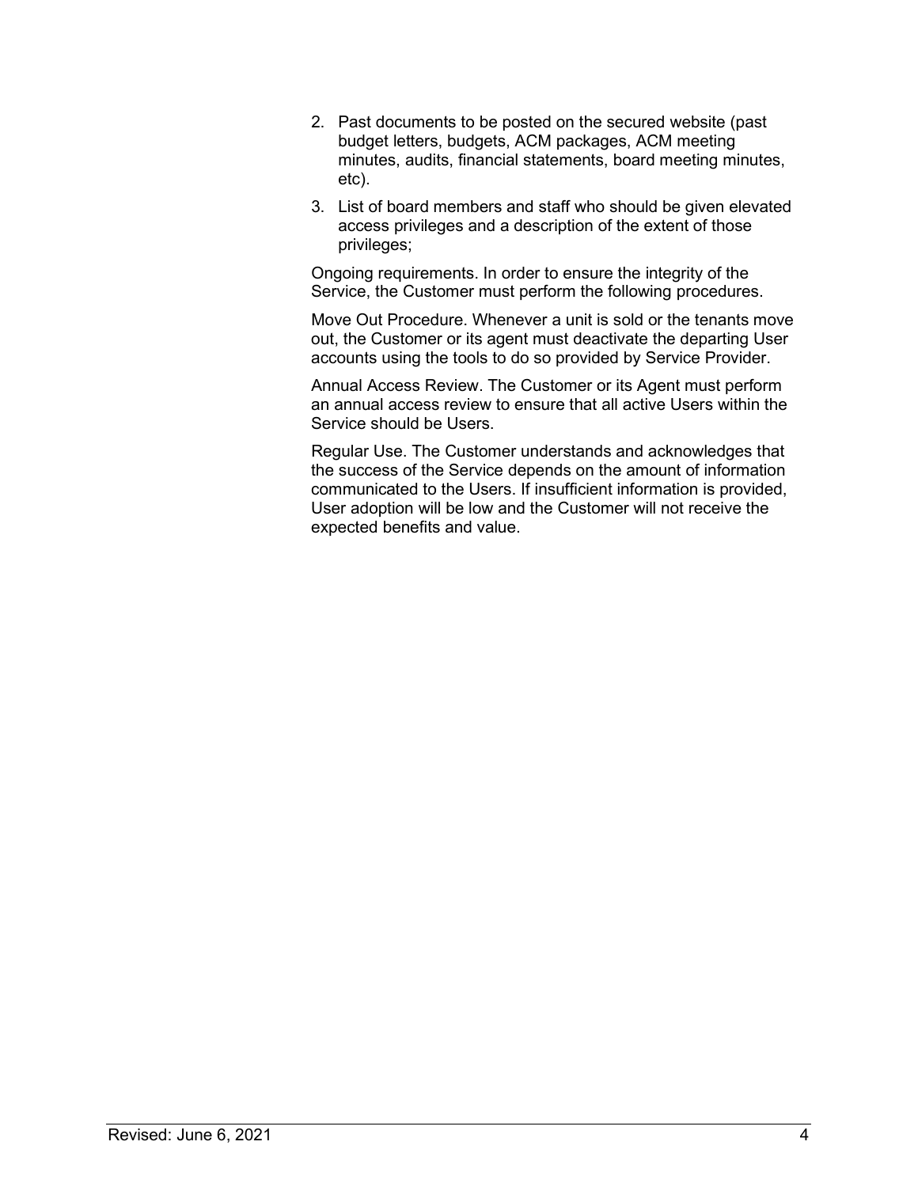2. Past documents to be posted on the secured website (past budget letters, budgets, ACM packages, ACM meeting minutes, audits, financial statements, board meeting minutes, etc).
3. List of board members and staff who should be given elevated access privileges and a description of the extent of those privileges;

Ongoing requirements. In order to ensure the integrity of the Service, the Customer must perform the following procedures.

Move Out Procedure. Whenever a unit is sold or the tenants move out, the Customer or its agent must deactivate the departing User accounts using the tools to do so provided by Service Provider.

Annual Access Review. The Customer or its Agent must perform an annual access review to ensure that all active Users within the Service should be Users.

Regular Use. The Customer understands and acknowledges that the success of the Service depends on the amount of information communicated to the Users. If insufficient information is provided, User adoption will be low and the Customer will not receive the expected benefits and value.